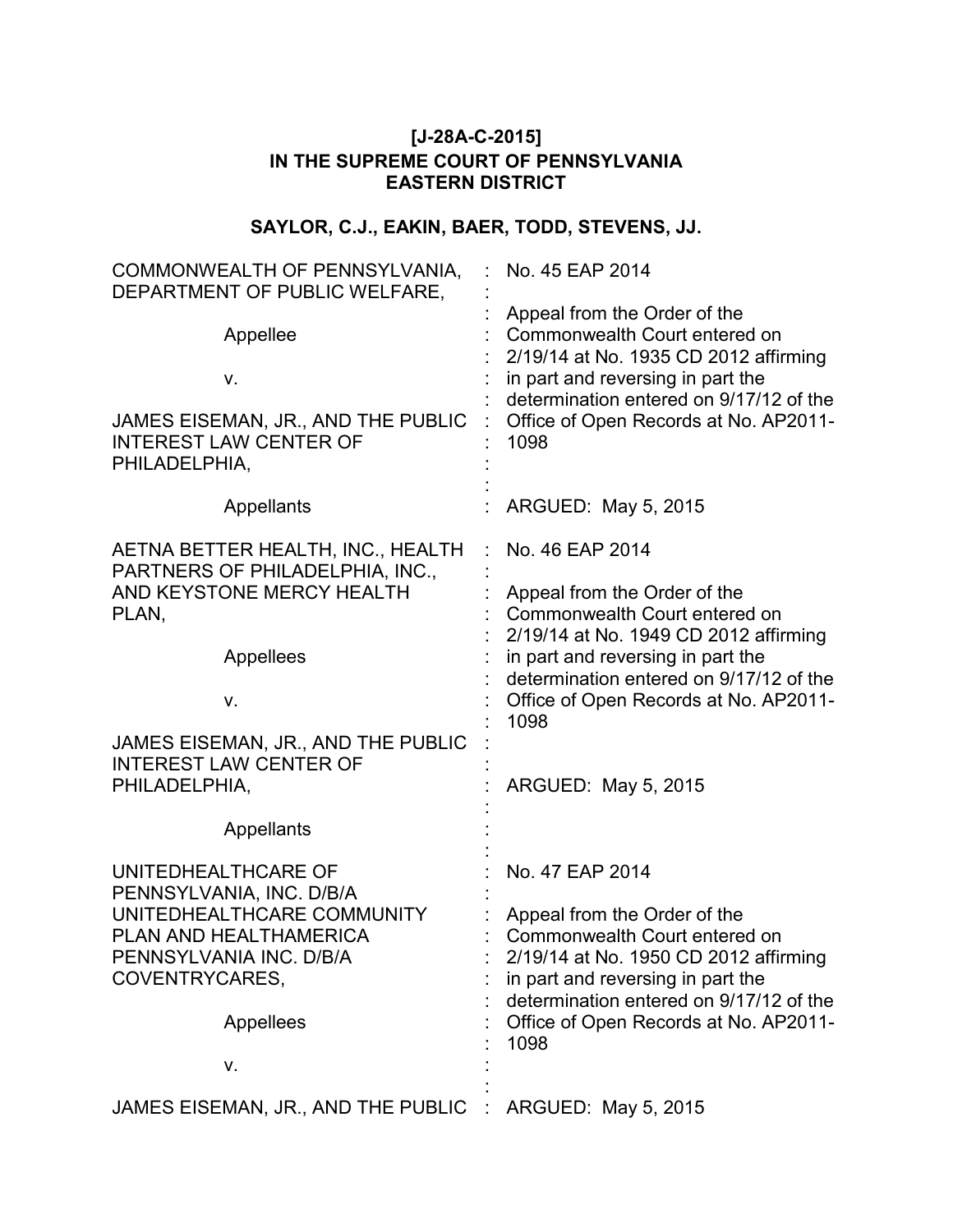**[J-28A-C-2015]**
**IN THE SUPREME COURT OF PENNSYLVANIA**
**EASTERN DISTRICT**

**SAYLOR, C.J., EAKIN, BAER, TODD, STEVENS, JJ.**

| | | |
|---|---|---|
| COMMONWEALTH OF PENNSYLVANIA, DEPARTMENT OF PUBLIC WELFARE,<br><br>Appellee<br><br>v.<br><br>JAMES EISEMAN, JR., AND THE PUBLIC INTEREST LAW CENTER OF PHILADELPHIA,<br><br>Appellants | : | No. 45 EAP 2014<br><br>Appeal from the Order of the Commonwealth Court entered on 2/19/14 at No. 1935 CD 2012 affirming in part and reversing in part the determination entered on 9/17/12 of the Office of Open Records at No. AP2011-1098<br><br>ARGUED: May 5, 2015 |
| AETNA BETTER HEALTH, INC., HEALTH PARTNERS OF PHILADELPHIA, INC., AND KEYSTONE MERCY HEALTH PLAN,<br><br>Appellees<br><br>v.<br><br>JAMES EISEMAN, JR., AND THE PUBLIC INTEREST LAW CENTER OF PHILADELPHIA,<br><br>Appellants | : | No. 46 EAP 2014<br><br>Appeal from the Order of the Commonwealth Court entered on 2/19/14 at No. 1949 CD 2012 affirming in part and reversing in part the determination entered on 9/17/12 of the Office of Open Records at No. AP2011-1098<br><br>ARGUED: May 5, 2015 |
| UNITEDHEALTHCARE OF PENNSYLVANIA, INC. D/B/A UNITEDHEALTHCARE COMMUNITY PLAN AND HEALTHAMERICA PENNSYLVANIA INC. D/B/A COVENTRYCARES,<br><br>Appellees<br><br>v.<br><br>JAMES EISEMAN, JR., AND THE PUBLIC | : | No. 47 EAP 2014<br><br>Appeal from the Order of the Commonwealth Court entered on 2/19/14 at No. 1950 CD 2012 affirming in part and reversing in part the determination entered on 9/17/12 of the Office of Open Records at No. AP2011-1098<br><br>ARGUED: May 5, 2015 |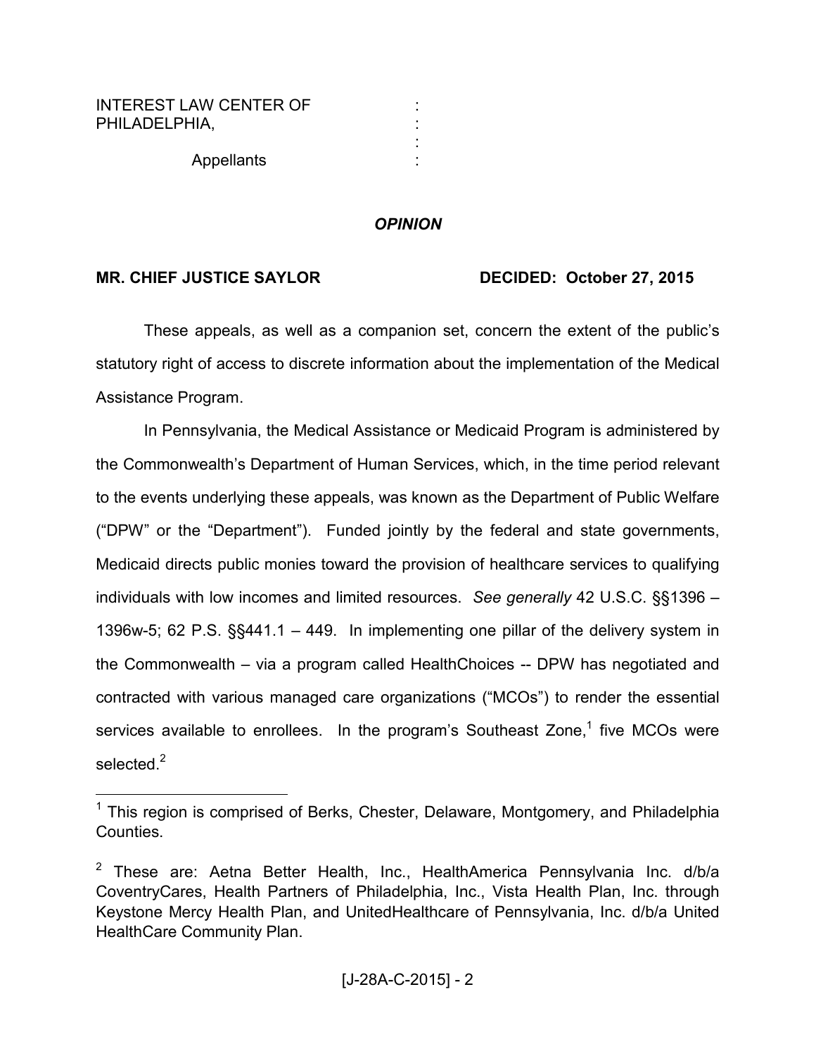INTEREST LAW CENTER OF PHILADELPHIA,

Appellants

## *OPINION*

**MR. CHIEF JUSTICE SAYLOR** **DECIDED: October 27, 2015**

These appeals, as well as a companion set, concern the extent of the public's statutory right of access to discrete information about the implementation of the Medical Assistance Program.

In Pennsylvania, the Medical Assistance or Medicaid Program is administered by the Commonwealth's Department of Human Services, which, in the time period relevant to the events underlying these appeals, was known as the Department of Public Welfare ("DPW" or the "Department"). Funded jointly by the federal and state governments, Medicaid directs public monies toward the provision of healthcare services to qualifying individuals with low incomes and limited resources. *See generally* 42 U.S.C. §§1396 – 1396w-5; 62 P.S. §§441.1 – 449. In implementing one pillar of the delivery system in the Commonwealth – via a program called HealthChoices -- DPW has negotiated and contracted with various managed care organizations ("MCOs") to render the essential services available to enrollees. In the program's Southeast Zone,[1] five MCOs were selected.[2]

---

[1] This region is comprised of Berks, Chester, Delaware, Montgomery, and Philadelphia Counties.

[2] These are: Aetna Better Health, Inc., HealthAmerica Pennsylvania Inc. d/b/a CoventryCares, Health Partners of Philadelphia, Inc., Vista Health Plan, Inc. through Keystone Mercy Health Plan, and UnitedHealthcare of Pennsylvania, Inc. d/b/a United HealthCare Community Plan.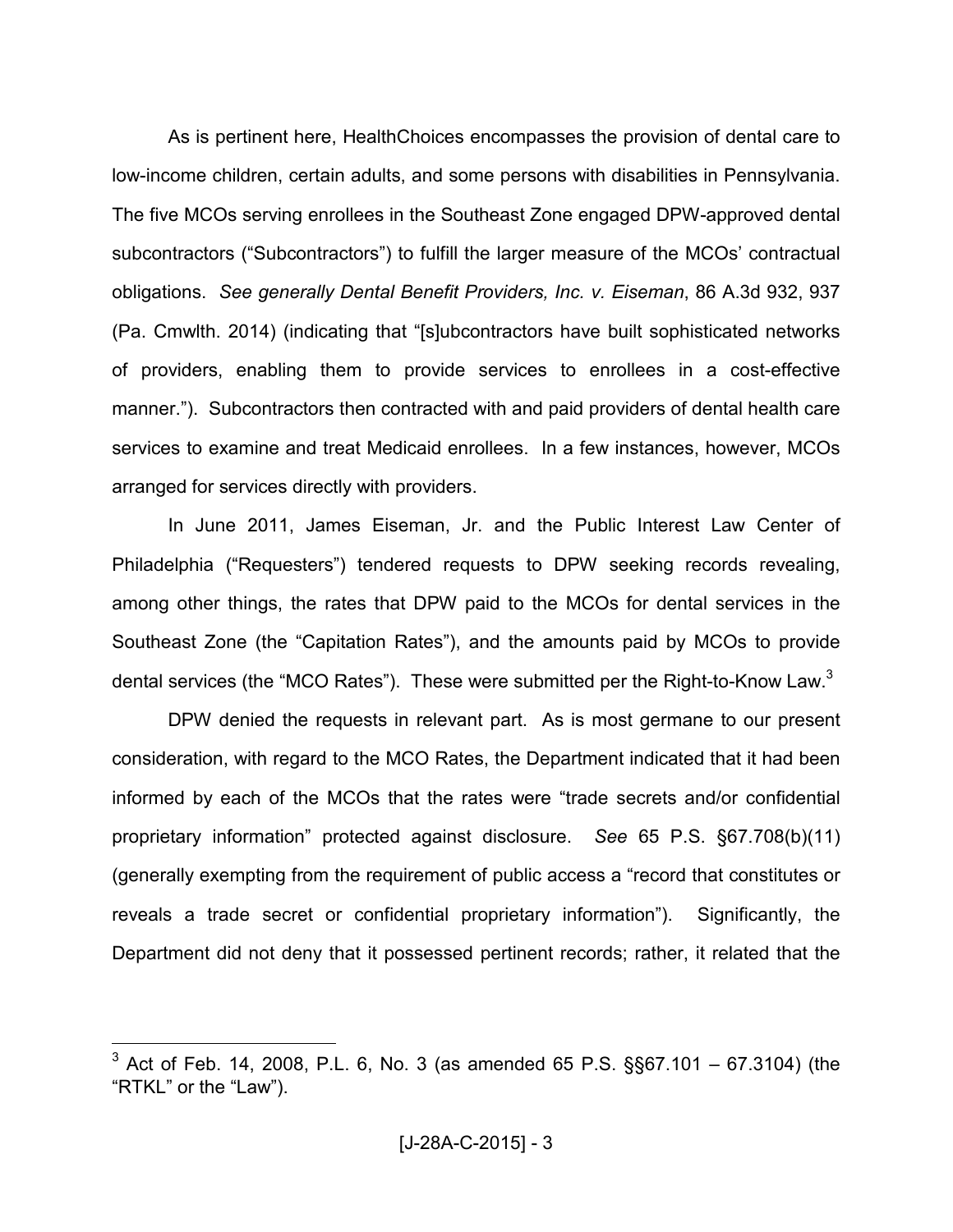As is pertinent here, HealthChoices encompasses the provision of dental care to low-income children, certain adults, and some persons with disabilities in Pennsylvania. The five MCOs serving enrollees in the Southeast Zone engaged DPW-approved dental subcontractors ("Subcontractors") to fulfill the larger measure of the MCOs' contractual obligations. *See generally Dental Benefit Providers, Inc. v. Eiseman*, 86 A.3d 932, 937 (Pa. Cmwlth. 2014) (indicating that "[s]ubcontractors have built sophisticated networks of providers, enabling them to provide services to enrollees in a cost-effective manner."). Subcontractors then contracted with and paid providers of dental health care services to examine and treat Medicaid enrollees. In a few instances, however, MCOs arranged for services directly with providers.

In June 2011, James Eiseman, Jr. and the Public Interest Law Center of Philadelphia ("Requesters") tendered requests to DPW seeking records revealing, among other things, the rates that DPW paid to the MCOs for dental services in the Southeast Zone (the "Capitation Rates"), and the amounts paid by MCOs to provide dental services (the "MCO Rates"). These were submitted per the Right-to-Know Law.[3]

DPW denied the requests in relevant part. As is most germane to our present consideration, with regard to the MCO Rates, the Department indicated that it had been informed by each of the MCOs that the rates were "trade secrets and/or confidential proprietary information" protected against disclosure. *See* 65 P.S. §67.708(b)(11) (generally exempting from the requirement of public access a "record that constitutes or reveals a trade secret or confidential proprietary information"). Significantly, the Department did not deny that it possessed pertinent records; rather, it related that the

---

[3] Act of Feb. 14, 2008, P.L. 6, No. 3 (as amended 65 P.S. §§67.101 – 67.3104) (the "RTKL" or the "Law").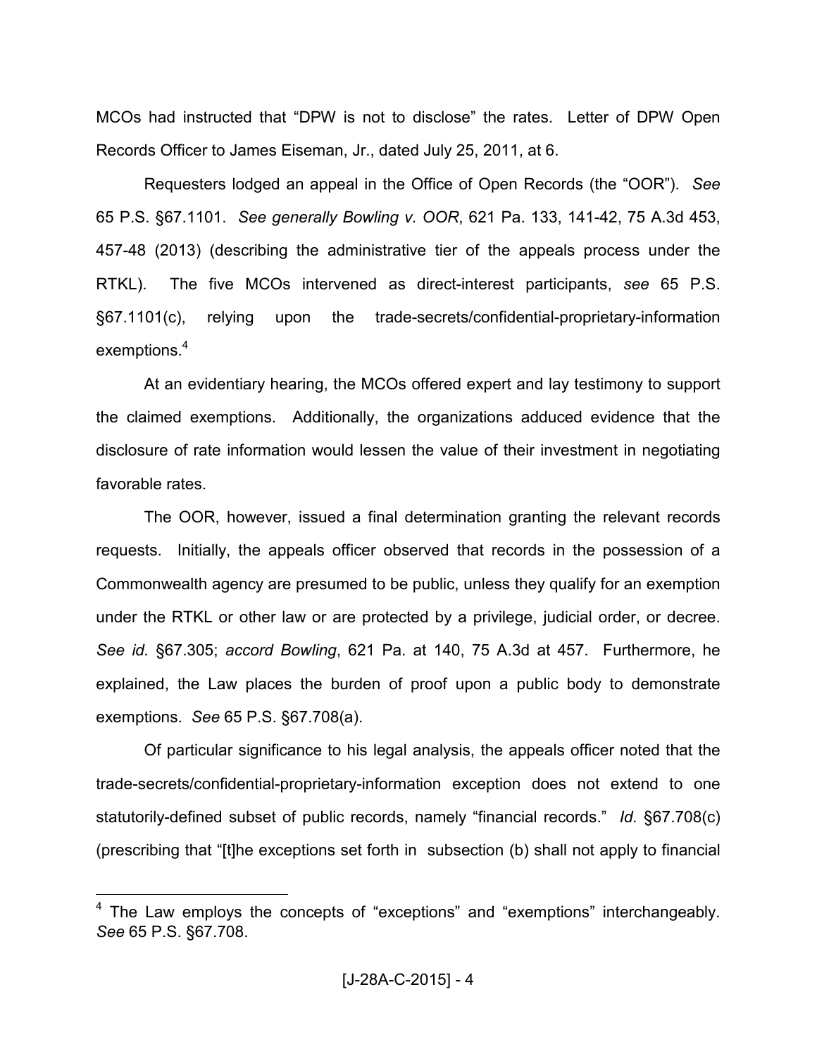MCOs had instructed that "DPW is not to disclose" the rates. Letter of DPW Open Records Officer to James Eiseman, Jr., dated July 25, 2011, at 6.

Requesters lodged an appeal in the Office of Open Records (the "OOR"). *See* 65 P.S. §67.1101. *See generally Bowling v. OOR*, 621 Pa. 133, 141-42, 75 A.3d 453, 457-48 (2013) (describing the administrative tier of the appeals process under the RTKL). The five MCOs intervened as direct-interest participants, *see* 65 P.S. §67.1101(c), relying upon the trade-secrets/confidential-proprietary-information exemptions.[4]

At an evidentiary hearing, the MCOs offered expert and lay testimony to support the claimed exemptions. Additionally, the organizations adduced evidence that the disclosure of rate information would lessen the value of their investment in negotiating favorable rates.

The OOR, however, issued a final determination granting the relevant records requests. Initially, the appeals officer observed that records in the possession of a Commonwealth agency are presumed to be public, unless they qualify for an exemption under the RTKL or other law or are protected by a privilege, judicial order, or decree. *See id.* §67.305; *accord Bowling*, 621 Pa. at 140, 75 A.3d at 457. Furthermore, he explained, the Law places the burden of proof upon a public body to demonstrate exemptions. *See* 65 P.S. §67.708(a).

Of particular significance to his legal analysis, the appeals officer noted that the trade-secrets/confidential-proprietary-information exception does not extend to one statutorily-defined subset of public records, namely "financial records." *Id.* §67.708(c) (prescribing that "[t]he exceptions set forth in subsection (b) shall not apply to financial

---

[4] The Law employs the concepts of "exceptions" and "exemptions" interchangeably. *See* 65 P.S. §67.708.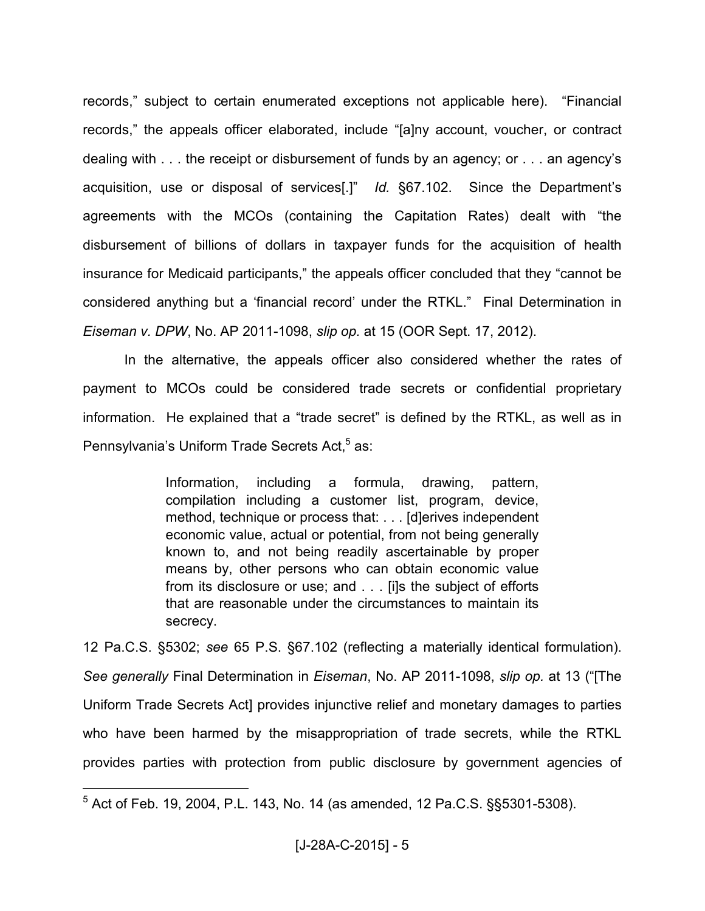records," subject to certain enumerated exceptions not applicable here). "Financial records," the appeals officer elaborated, include "[a]ny account, voucher, or contract dealing with . . . the receipt or disbursement of funds by an agency; or . . . an agency's acquisition, use or disposal of services[.]" *Id.* §67.102. Since the Department's agreements with the MCOs (containing the Capitation Rates) dealt with "the disbursement of billions of dollars in taxpayer funds for the acquisition of health insurance for Medicaid participants," the appeals officer concluded that they "cannot be considered anything but a 'financial record' under the RTKL." Final Determination in *Eiseman v. DPW*, No. AP 2011-1098, *slip op.* at 15 (OOR Sept. 17, 2012).

In the alternative, the appeals officer also considered whether the rates of payment to MCOs could be considered trade secrets or confidential proprietary information. He explained that a "trade secret" is defined by the RTKL, as well as in Pennsylvania's Uniform Trade Secrets Act,[5] as:

> Information, including a formula, drawing, pattern, compilation including a customer list, program, device, method, technique or process that: . . . [d]erives independent economic value, actual or potential, from not being generally known to, and not being readily ascertainable by proper means by, other persons who can obtain economic value from its disclosure or use; and . . . [i]s the subject of efforts that are reasonable under the circumstances to maintain its secrecy.

12 Pa.C.S. §5302; *see* 65 P.S. §67.102 (reflecting a materially identical formulation). *See generally* Final Determination in *Eiseman*, No. AP 2011-1098, *slip op.* at 13 ("[The Uniform Trade Secrets Act] provides injunctive relief and monetary damages to parties who have been harmed by the misappropriation of trade secrets, while the RTKL provides parties with protection from public disclosure by government agencies of

[5] Act of Feb. 19, 2004, P.L. 143, No. 14 (as amended, 12 Pa.C.S. §§5301-5308).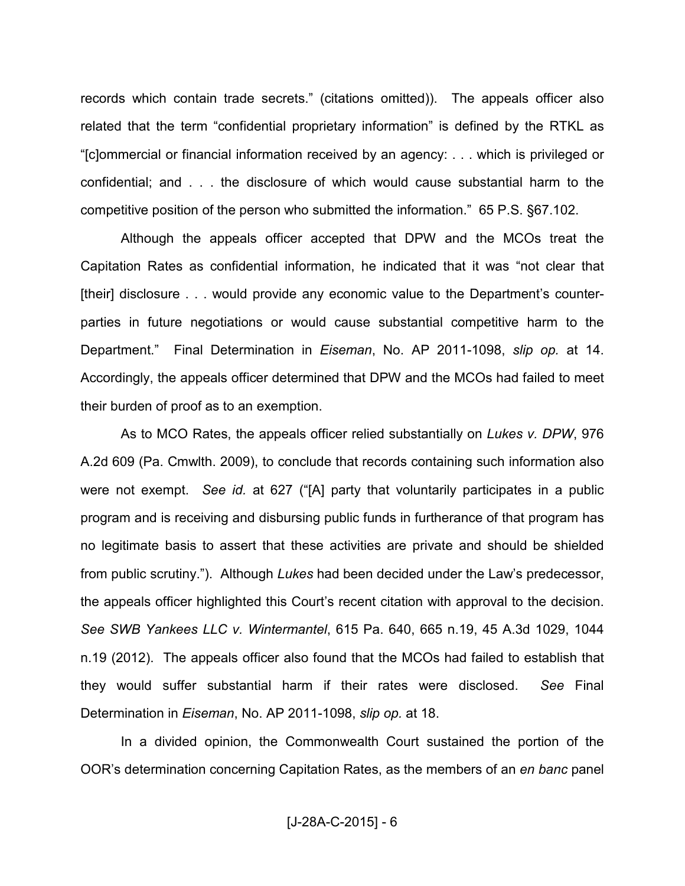records which contain trade secrets." (citations omitted)). The appeals officer also related that the term "confidential proprietary information" is defined by the RTKL as "[c]ommercial or financial information received by an agency: . . . which is privileged or confidential; and . . . the disclosure of which would cause substantial harm to the competitive position of the person who submitted the information." 65 P.S. §67.102.

Although the appeals officer accepted that DPW and the MCOs treat the Capitation Rates as confidential information, he indicated that it was "not clear that [their] disclosure . . . would provide any economic value to the Department's counter-parties in future negotiations or would cause substantial competitive harm to the Department." Final Determination in *Eiseman*, No. AP 2011-1098, *slip op.* at 14. Accordingly, the appeals officer determined that DPW and the MCOs had failed to meet their burden of proof as to an exemption.

As to MCO Rates, the appeals officer relied substantially on *Lukes v. DPW*, 976 A.2d 609 (Pa. Cmwlth. 2009), to conclude that records containing such information also were not exempt. *See id.* at 627 ("[A] party that voluntarily participates in a public program and is receiving and disbursing public funds in furtherance of that program has no legitimate basis to assert that these activities are private and should be shielded from public scrutiny."). Although *Lukes* had been decided under the Law's predecessor, the appeals officer highlighted this Court's recent citation with approval to the decision. *See SWB Yankees LLC v. Wintermantel*, 615 Pa. 640, 665 n.19, 45 A.3d 1029, 1044 n.19 (2012). The appeals officer also found that the MCOs had failed to establish that they would suffer substantial harm if their rates were disclosed. *See* Final Determination in *Eiseman*, No. AP 2011-1098, *slip op.* at 18.

In a divided opinion, the Commonwealth Court sustained the portion of the OOR's determination concerning Capitation Rates, as the members of an *en banc* panel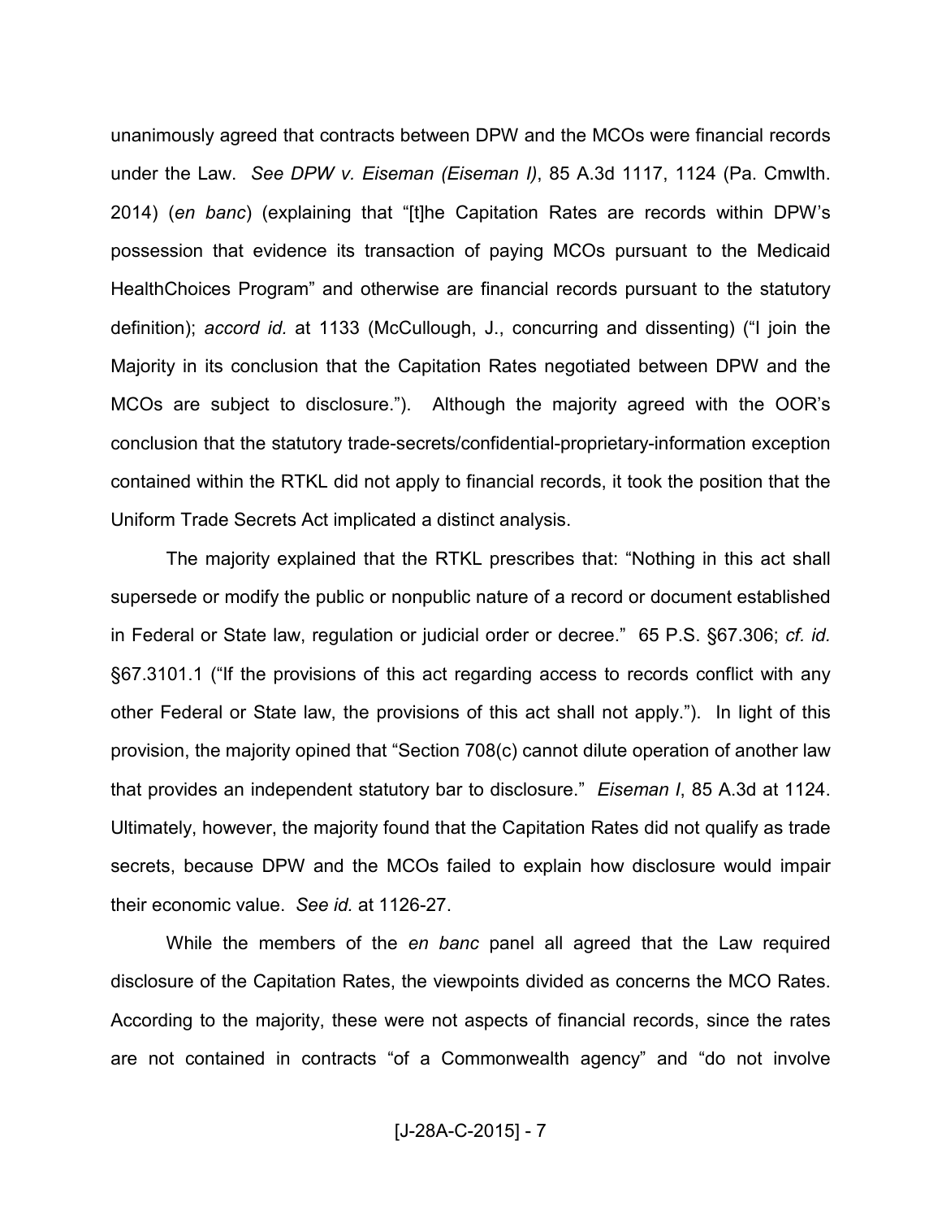unanimously agreed that contracts between DPW and the MCOs were financial records under the Law. *See DPW v. Eiseman (Eiseman I)*, 85 A.3d 1117, 1124 (Pa. Cmwlth. 2014) (*en banc*) (explaining that "[t]he Capitation Rates are records within DPW's possession that evidence its transaction of paying MCOs pursuant to the Medicaid HealthChoices Program" and otherwise are financial records pursuant to the statutory definition); *accord id.* at 1133 (McCullough, J., concurring and dissenting) ("I join the Majority in its conclusion that the Capitation Rates negotiated between DPW and the MCOs are subject to disclosure."). Although the majority agreed with the OOR's conclusion that the statutory trade-secrets/confidential-proprietary-information exception contained within the RTKL did not apply to financial records, it took the position that the Uniform Trade Secrets Act implicated a distinct analysis.

The majority explained that the RTKL prescribes that: "Nothing in this act shall supersede or modify the public or nonpublic nature of a record or document established in Federal or State law, regulation or judicial order or decree." 65 P.S. §67.306; *cf. id.* §67.3101.1 ("If the provisions of this act regarding access to records conflict with any other Federal or State law, the provisions of this act shall not apply."). In light of this provision, the majority opined that "Section 708(c) cannot dilute operation of another law that provides an independent statutory bar to disclosure." *Eiseman I*, 85 A.3d at 1124. Ultimately, however, the majority found that the Capitation Rates did not qualify as trade secrets, because DPW and the MCOs failed to explain how disclosure would impair their economic value. *See id.* at 1126-27.

While the members of the *en banc* panel all agreed that the Law required disclosure of the Capitation Rates, the viewpoints divided as concerns the MCO Rates. According to the majority, these were not aspects of financial records, since the rates are not contained in contracts "of a Commonwealth agency" and "do not involve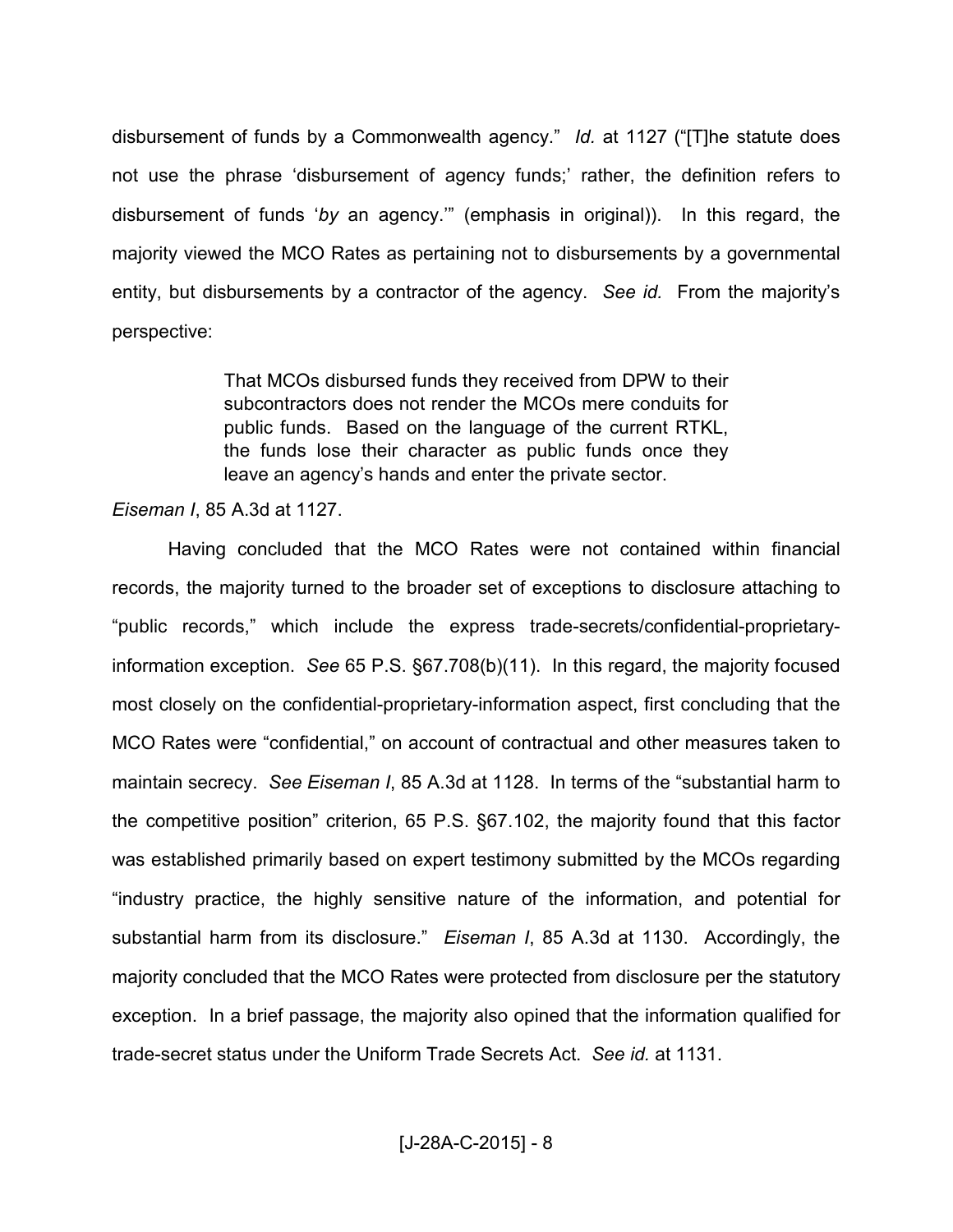disbursement of funds by a Commonwealth agency." *Id.* at 1127 ("[T]he statute does not use the phrase 'disbursement of agency funds;' rather, the definition refers to disbursement of funds '*by* an agency.'" (emphasis in original)). In this regard, the majority viewed the MCO Rates as pertaining not to disbursements by a governmental entity, but disbursements by a contractor of the agency. *See id.* From the majority's perspective:

> That MCOs disbursed funds they received from DPW to their subcontractors does not render the MCOs mere conduits for public funds. Based on the language of the current RTKL, the funds lose their character as public funds once they leave an agency's hands and enter the private sector.

*Eiseman I*, 85 A.3d at 1127.

Having concluded that the MCO Rates were not contained within financial records, the majority turned to the broader set of exceptions to disclosure attaching to "public records," which include the express trade-secrets/confidential-proprietary-information exception. *See* 65 P.S. §67.708(b)(11). In this regard, the majority focused most closely on the confidential-proprietary-information aspect, first concluding that the MCO Rates were "confidential," on account of contractual and other measures taken to maintain secrecy. *See Eiseman I*, 85 A.3d at 1128. In terms of the "substantial harm to the competitive position" criterion, 65 P.S. §67.102, the majority found that this factor was established primarily based on expert testimony submitted by the MCOs regarding "industry practice, the highly sensitive nature of the information, and potential for substantial harm from its disclosure." *Eiseman I*, 85 A.3d at 1130. Accordingly, the majority concluded that the MCO Rates were protected from disclosure per the statutory exception. In a brief passage, the majority also opined that the information qualified for trade-secret status under the Uniform Trade Secrets Act. *See id.* at 1131.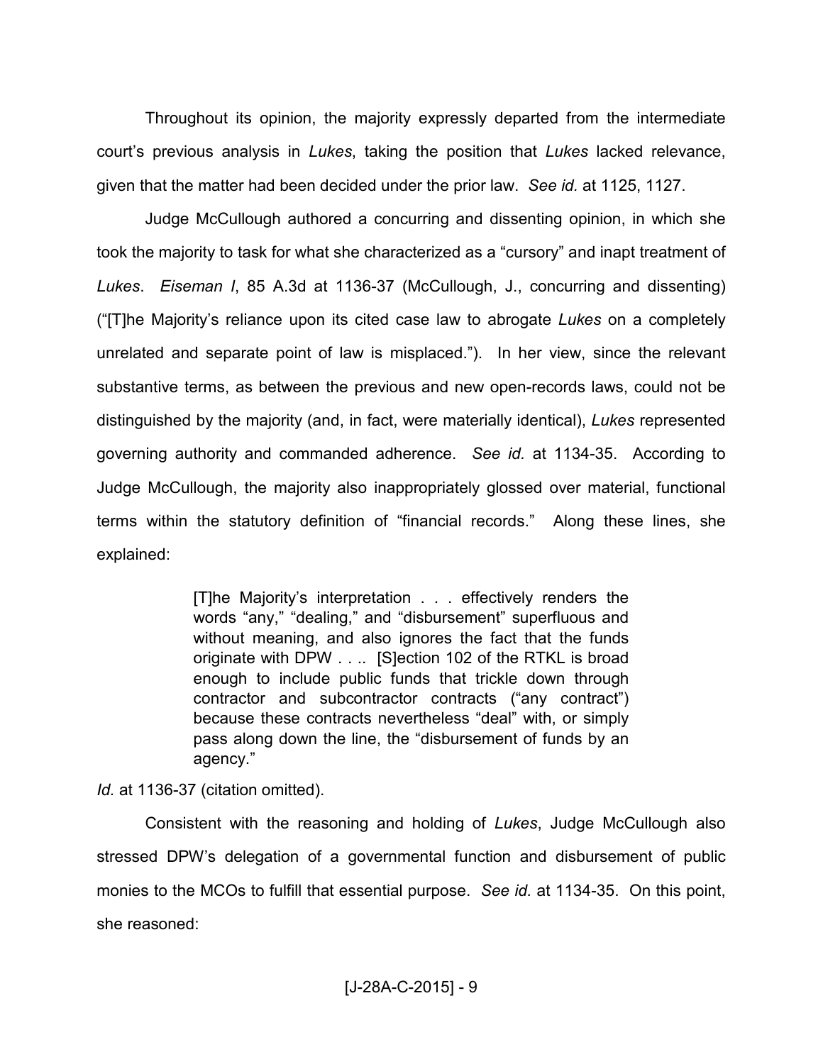Throughout its opinion, the majority expressly departed from the intermediate court's previous analysis in *Lukes*, taking the position that *Lukes* lacked relevance, given that the matter had been decided under the prior law. *See id.* at 1125, 1127.

Judge McCullough authored a concurring and dissenting opinion, in which she took the majority to task for what she characterized as a "cursory" and inapt treatment of *Lukes*. *Eiseman I*, 85 A.3d at 1136-37 (McCullough, J., concurring and dissenting) ("[T]he Majority's reliance upon its cited case law to abrogate *Lukes* on a completely unrelated and separate point of law is misplaced."). In her view, since the relevant substantive terms, as between the previous and new open-records laws, could not be distinguished by the majority (and, in fact, were materially identical), *Lukes* represented governing authority and commanded adherence. *See id.* at 1134-35. According to Judge McCullough, the majority also inappropriately glossed over material, functional terms within the statutory definition of "financial records." Along these lines, she explained:

> [T]he Majority's interpretation . . . effectively renders the words "any," "dealing," and "disbursement" superfluous and without meaning, and also ignores the fact that the funds originate with DPW . . .. [S]ection 102 of the RTKL is broad enough to include public funds that trickle down through contractor and subcontractor contracts ("any contract") because these contracts nevertheless "deal" with, or simply pass along down the line, the "disbursement of funds by an agency."

*Id.* at 1136-37 (citation omitted).

Consistent with the reasoning and holding of *Lukes*, Judge McCullough also stressed DPW's delegation of a governmental function and disbursement of public monies to the MCOs to fulfill that essential purpose. *See id.* at 1134-35. On this point, she reasoned: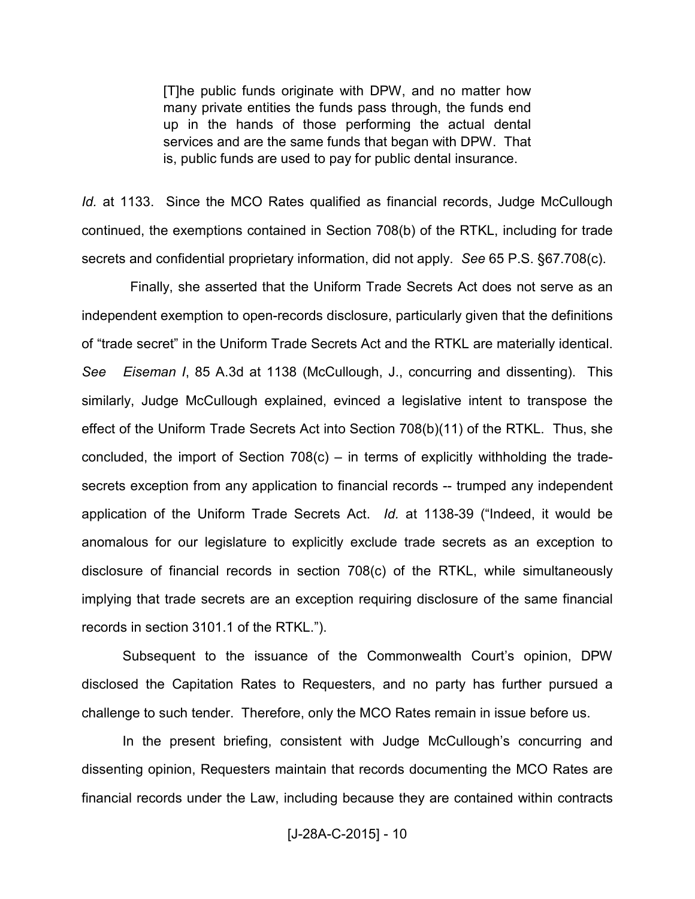> [T]he public funds originate with DPW, and no matter how many private entities the funds pass through, the funds end up in the hands of those performing the actual dental services and are the same funds that began with DPW. That is, public funds are used to pay for public dental insurance.

*Id.* at 1133. Since the MCO Rates qualified as financial records, Judge McCullough continued, the exemptions contained in Section 708(b) of the RTKL, including for trade secrets and confidential proprietary information, did not apply. *See* 65 P.S. §67.708(c).

Finally, she asserted that the Uniform Trade Secrets Act does not serve as an independent exemption to open-records disclosure, particularly given that the definitions of "trade secret" in the Uniform Trade Secrets Act and the RTKL are materially identical. *See Eiseman I*, 85 A.3d at 1138 (McCullough, J., concurring and dissenting). This similarly, Judge McCullough explained, evinced a legislative intent to transpose the effect of the Uniform Trade Secrets Act into Section 708(b)(11) of the RTKL. Thus, she concluded, the import of Section 708(c) – in terms of explicitly withholding the trade-secrets exception from any application to financial records -- trumped any independent application of the Uniform Trade Secrets Act. *Id.* at 1138-39 ("Indeed, it would be anomalous for our legislature to explicitly exclude trade secrets as an exception to disclosure of financial records in section 708(c) of the RTKL, while simultaneously implying that trade secrets are an exception requiring disclosure of the same financial records in section 3101.1 of the RTKL.").

Subsequent to the issuance of the Commonwealth Court's opinion, DPW disclosed the Capitation Rates to Requesters, and no party has further pursued a challenge to such tender. Therefore, only the MCO Rates remain in issue before us.

In the present briefing, consistent with Judge McCullough's concurring and dissenting opinion, Requesters maintain that records documenting the MCO Rates are financial records under the Law, including because they are contained within contracts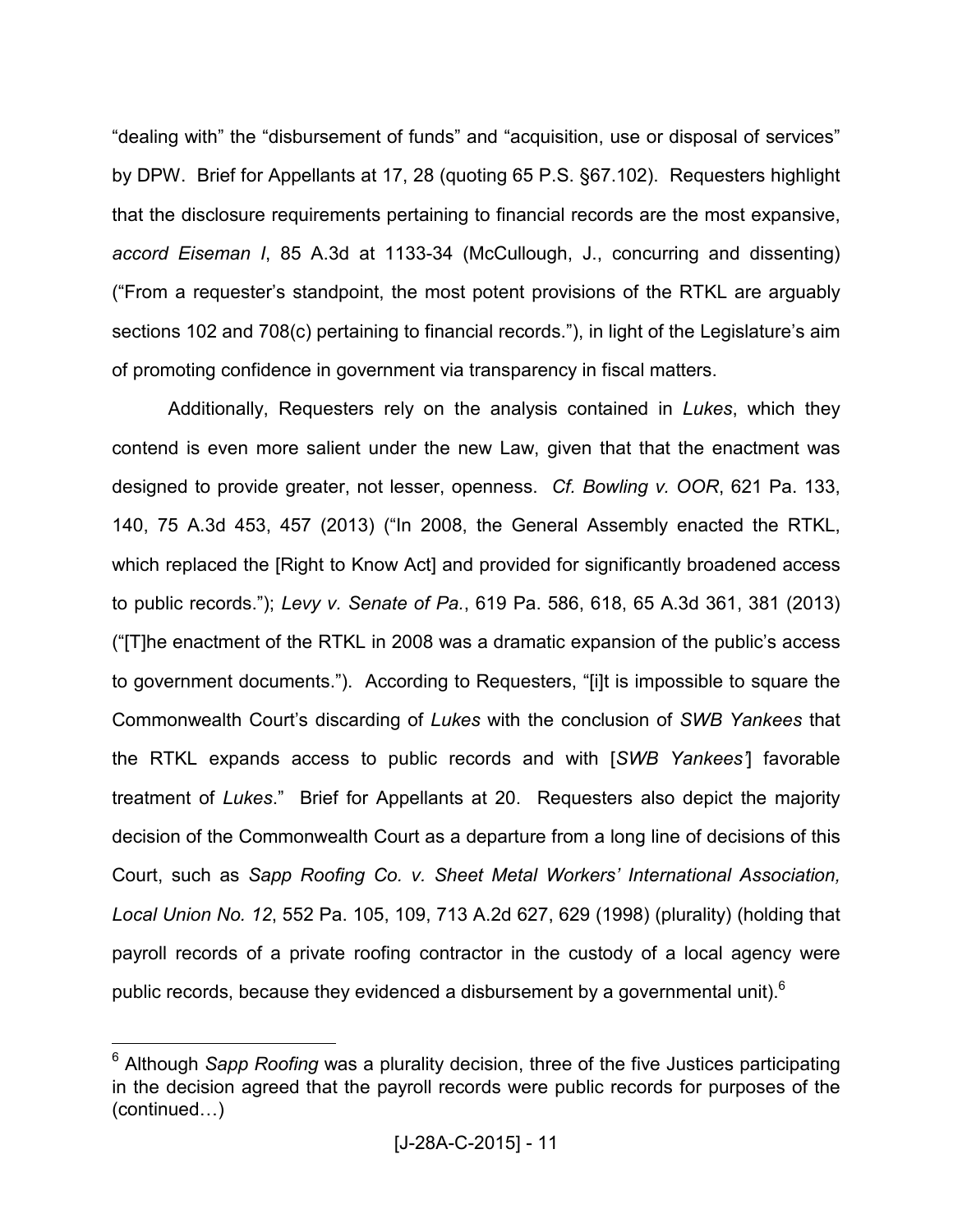"dealing with" the "disbursement of funds" and "acquisition, use or disposal of services" by DPW. Brief for Appellants at 17, 28 (quoting 65 P.S. §67.102). Requesters highlight that the disclosure requirements pertaining to financial records are the most expansive, *accord Eiseman I*, 85 A.3d at 1133-34 (McCullough, J., concurring and dissenting) ("From a requester's standpoint, the most potent provisions of the RTKL are arguably sections 102 and 708(c) pertaining to financial records."), in light of the Legislature's aim of promoting confidence in government via transparency in fiscal matters.

Additionally, Requesters rely on the analysis contained in *Lukes*, which they contend is even more salient under the new Law, given that that the enactment was designed to provide greater, not lesser, openness. *Cf. Bowling v. OOR*, 621 Pa. 133, 140, 75 A.3d 453, 457 (2013) ("In 2008, the General Assembly enacted the RTKL, which replaced the [Right to Know Act] and provided for significantly broadened access to public records."); *Levy v. Senate of Pa.*, 619 Pa. 586, 618, 65 A.3d 361, 381 (2013) ("[T]he enactment of the RTKL in 2008 was a dramatic expansion of the public's access to government documents."). According to Requesters, "[i]t is impossible to square the Commonwealth Court's discarding of *Lukes* with the conclusion of *SWB Yankees* that the RTKL expands access to public records and with [*SWB Yankees'*] favorable treatment of *Lukes*." Brief for Appellants at 20. Requesters also depict the majority decision of the Commonwealth Court as a departure from a long line of decisions of this Court, such as *Sapp Roofing Co. v. Sheet Metal Workers' International Association, Local Union No. 12*, 552 Pa. 105, 109, 713 A.2d 627, 629 (1998) (plurality) (holding that payroll records of a private roofing contractor in the custody of a local agency were public records, because they evidenced a disbursement by a governmental unit).[6]

---

[6] Although *Sapp Roofing* was a plurality decision, three of the five Justices participating in the decision agreed that the payroll records were public records for purposes of the (continued…)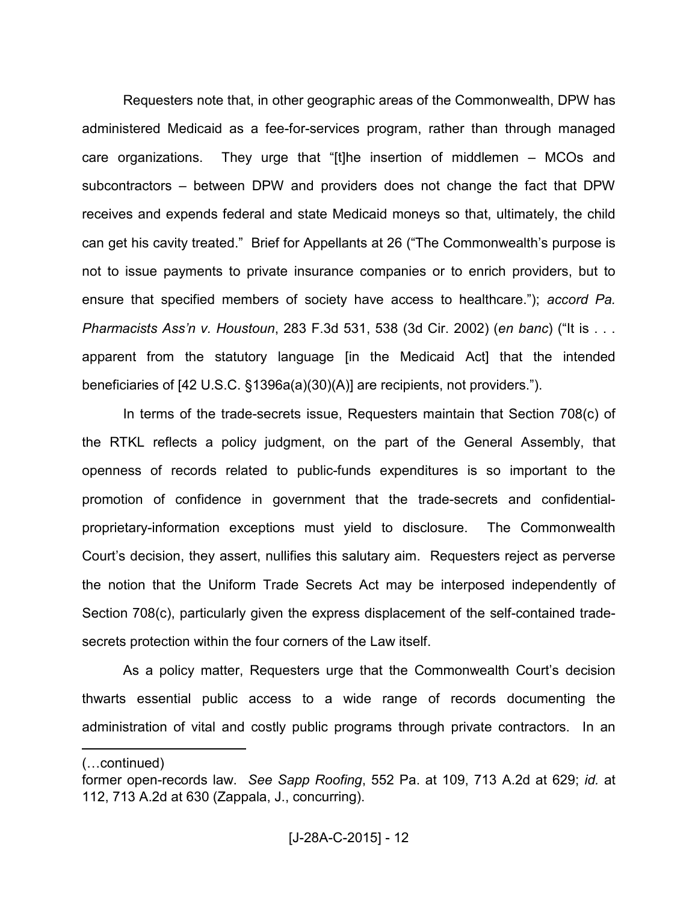Requesters note that, in other geographic areas of the Commonwealth, DPW has administered Medicaid as a fee-for-services program, rather than through managed care organizations. They urge that "[t]he insertion of middlemen – MCOs and subcontractors – between DPW and providers does not change the fact that DPW receives and expends federal and state Medicaid moneys so that, ultimately, the child can get his cavity treated." Brief for Appellants at 26 ("The Commonwealth's purpose is not to issue payments to private insurance companies or to enrich providers, but to ensure that specified members of society have access to healthcare."); *accord Pa. Pharmacists Ass'n v. Houstoun*, 283 F.3d 531, 538 (3d Cir. 2002) (*en banc*) ("It is . . . apparent from the statutory language [in the Medicaid Act] that the intended beneficiaries of [42 U.S.C. §1396a(a)(30)(A)] are recipients, not providers.").

In terms of the trade-secrets issue, Requesters maintain that Section 708(c) of the RTKL reflects a policy judgment, on the part of the General Assembly, that openness of records related to public-funds expenditures is so important to the promotion of confidence in government that the trade-secrets and confidential-proprietary-information exceptions must yield to disclosure. The Commonwealth Court's decision, they assert, nullifies this salutary aim. Requesters reject as perverse the notion that the Uniform Trade Secrets Act may be interposed independently of Section 708(c), particularly given the express displacement of the self-contained trade-secrets protection within the four corners of the Law itself.

As a policy matter, Requesters urge that the Commonwealth Court's decision thwarts essential public access to a wide range of records documenting the administration of vital and costly public programs through private contractors. In an

---

(…continued)
former open-records law. *See Sapp Roofing*, 552 Pa. at 109, 713 A.2d at 629; *id.* at 112, 713 A.2d at 630 (Zappala, J., concurring).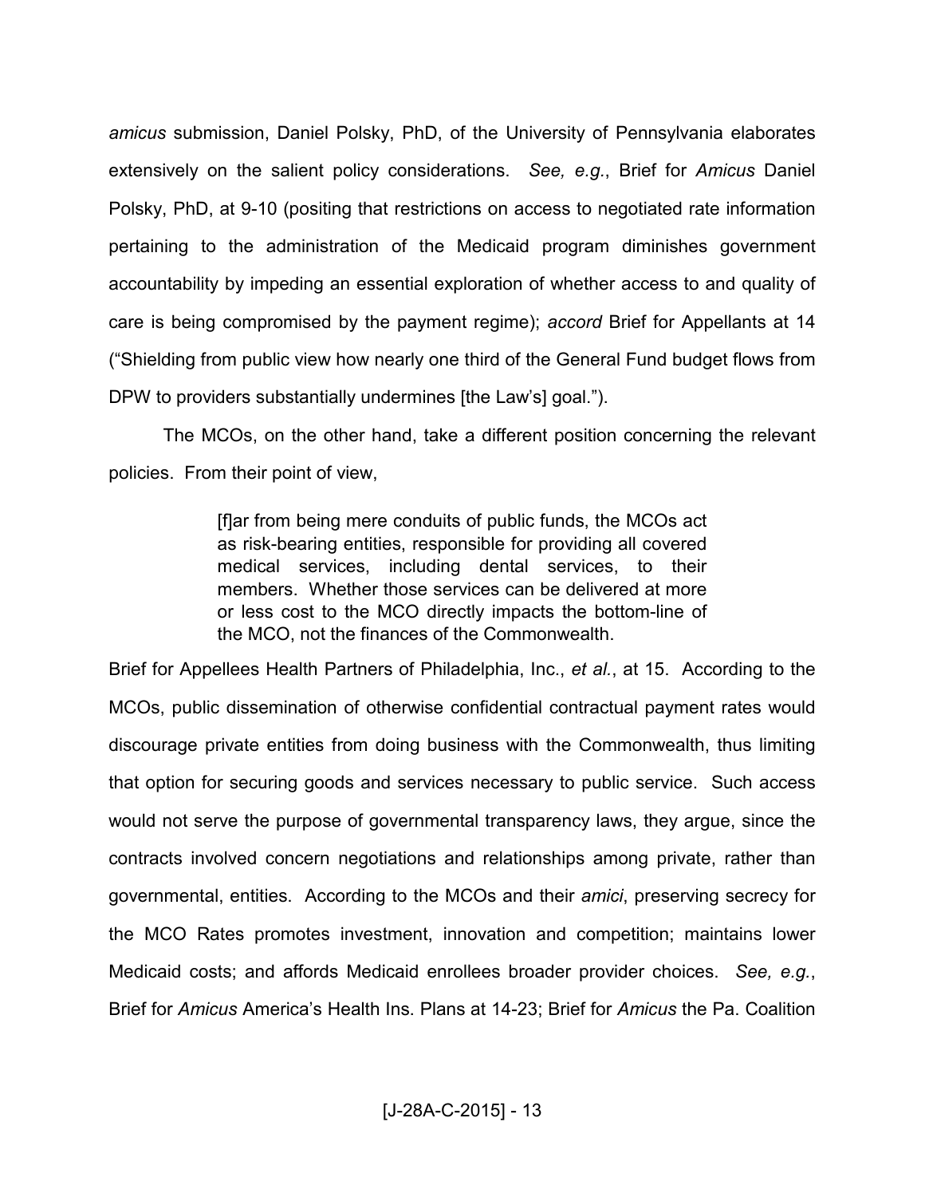*amicus* submission, Daniel Polsky, PhD, of the University of Pennsylvania elaborates extensively on the salient policy considerations. *See, e.g.*, Brief for *Amicus* Daniel Polsky, PhD, at 9-10 (positing that restrictions on access to negotiated rate information pertaining to the administration of the Medicaid program diminishes government accountability by impeding an essential exploration of whether access to and quality of care is being compromised by the payment regime); *accord* Brief for Appellants at 14 ("Shielding from public view how nearly one third of the General Fund budget flows from DPW to providers substantially undermines [the Law's] goal.").

The MCOs, on the other hand, take a different position concerning the relevant policies. From their point of view,

> [f]ar from being mere conduits of public funds, the MCOs act as risk-bearing entities, responsible for providing all covered medical services, including dental services, to their members. Whether those services can be delivered at more or less cost to the MCO directly impacts the bottom-line of the MCO, not the finances of the Commonwealth.

Brief for Appellees Health Partners of Philadelphia, Inc., *et al.*, at 15. According to the MCOs, public dissemination of otherwise confidential contractual payment rates would discourage private entities from doing business with the Commonwealth, thus limiting that option for securing goods and services necessary to public service. Such access would not serve the purpose of governmental transparency laws, they argue, since the contracts involved concern negotiations and relationships among private, rather than governmental, entities. According to the MCOs and their *amici*, preserving secrecy for the MCO Rates promotes investment, innovation and competition; maintains lower Medicaid costs; and affords Medicaid enrollees broader provider choices. *See, e.g.*, Brief for *Amicus* America's Health Ins. Plans at 14-23; Brief for *Amicus* the Pa. Coalition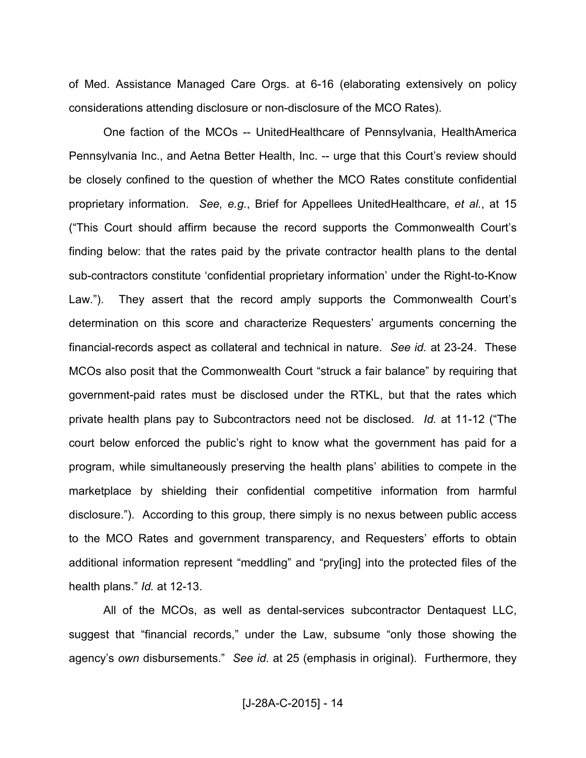of Med. Assistance Managed Care Orgs. at 6-16 (elaborating extensively on policy considerations attending disclosure or non-disclosure of the MCO Rates).

One faction of the MCOs -- UnitedHealthcare of Pennsylvania, HealthAmerica Pennsylvania Inc., and Aetna Better Health, Inc. -- urge that this Court's review should be closely confined to the question of whether the MCO Rates constitute confidential proprietary information. *See, e.g.*, Brief for Appellees UnitedHealthcare, *et al.*, at 15 ("This Court should affirm because the record supports the Commonwealth Court's finding below: that the rates paid by the private contractor health plans to the dental sub-contractors constitute 'confidential proprietary information' under the Right-to-Know Law."). They assert that the record amply supports the Commonwealth Court's determination on this score and characterize Requesters' arguments concerning the financial-records aspect as collateral and technical in nature. *See id.* at 23-24. These MCOs also posit that the Commonwealth Court "struck a fair balance" by requiring that government-paid rates must be disclosed under the RTKL, but that the rates which private health plans pay to Subcontractors need not be disclosed. *Id.* at 11-12 ("The court below enforced the public's right to know what the government has paid for a program, while simultaneously preserving the health plans' abilities to compete in the marketplace by shielding their confidential competitive information from harmful disclosure."). According to this group, there simply is no nexus between public access to the MCO Rates and government transparency, and Requesters' efforts to obtain additional information represent "meddling" and "pry[ing] into the protected files of the health plans." *Id.* at 12-13.

All of the MCOs, as well as dental-services subcontractor Dentaquest LLC, suggest that "financial records," under the Law, subsume "only those showing the agency's *own* disbursements." *See id.* at 25 (emphasis in original). Furthermore, they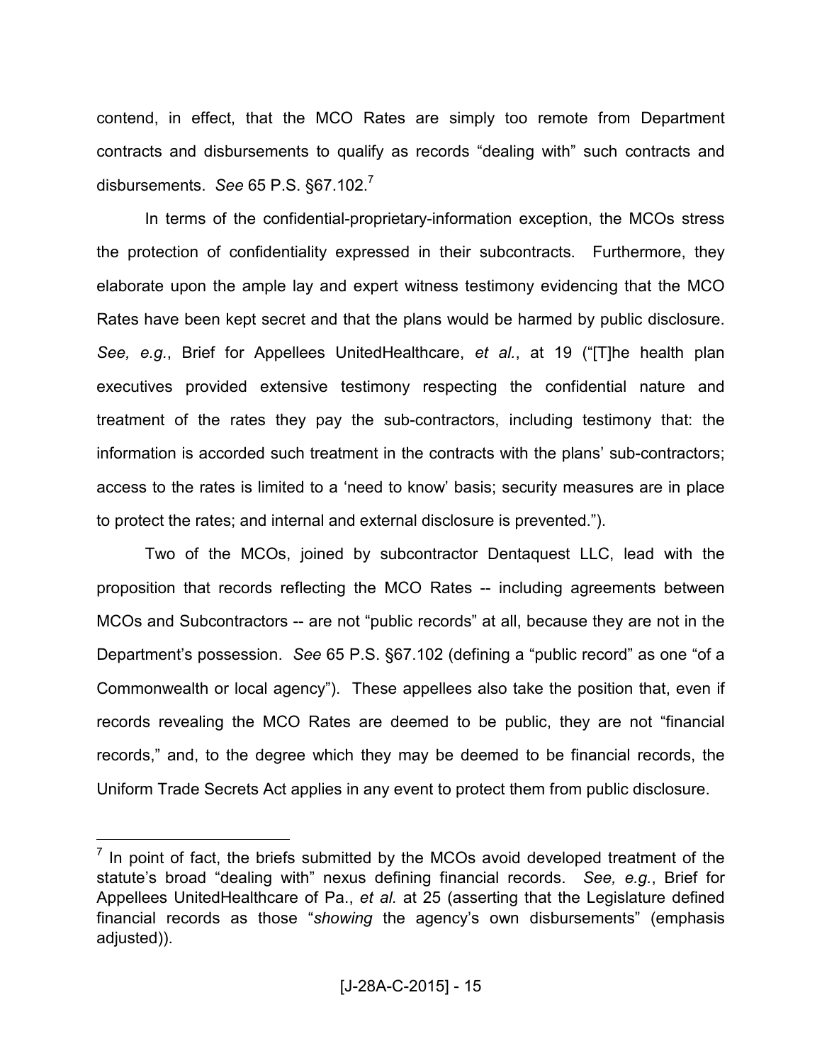contend, in effect, that the MCO Rates are simply too remote from Department contracts and disbursements to qualify as records "dealing with" such contracts and disbursements. *See* 65 P.S. §67.102.[7]

In terms of the confidential-proprietary-information exception, the MCOs stress the protection of confidentiality expressed in their subcontracts. Furthermore, they elaborate upon the ample lay and expert witness testimony evidencing that the MCO Rates have been kept secret and that the plans would be harmed by public disclosure. *See, e.g.*, Brief for Appellees UnitedHealthcare, *et al.*, at 19 ("[T]he health plan executives provided extensive testimony respecting the confidential nature and treatment of the rates they pay the sub-contractors, including testimony that: the information is accorded such treatment in the contracts with the plans' sub-contractors; access to the rates is limited to a 'need to know' basis; security measures are in place to protect the rates; and internal and external disclosure is prevented.").

Two of the MCOs, joined by subcontractor Dentaquest LLC, lead with the proposition that records reflecting the MCO Rates -- including agreements between MCOs and Subcontractors -- are not "public records" at all, because they are not in the Department's possession. *See* 65 P.S. §67.102 (defining a "public record" as one "of a Commonwealth or local agency"). These appellees also take the position that, even if records revealing the MCO Rates are deemed to be public, they are not "financial records," and, to the degree which they may be deemed to be financial records, the Uniform Trade Secrets Act applies in any event to protect them from public disclosure.

---

[7] In point of fact, the briefs submitted by the MCOs avoid developed treatment of the statute's broad "dealing with" nexus defining financial records. *See, e.g.*, Brief for Appellees UnitedHealthcare of Pa., *et al.* at 25 (asserting that the Legislature defined financial records as those "*showing* the agency's own disbursements" (emphasis adjusted)).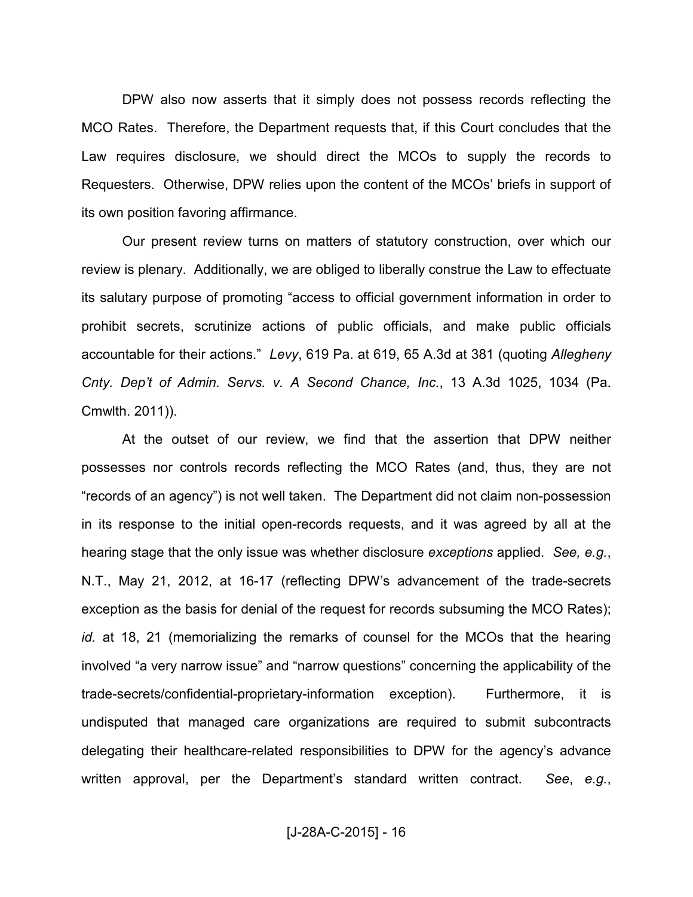DPW also now asserts that it simply does not possess records reflecting the MCO Rates. Therefore, the Department requests that, if this Court concludes that the Law requires disclosure, we should direct the MCOs to supply the records to Requesters. Otherwise, DPW relies upon the content of the MCOs' briefs in support of its own position favoring affirmance.

Our present review turns on matters of statutory construction, over which our review is plenary. Additionally, we are obliged to liberally construe the Law to effectuate its salutary purpose of promoting "access to official government information in order to prohibit secrets, scrutinize actions of public officials, and make public officials accountable for their actions." *Levy*, 619 Pa. at 619, 65 A.3d at 381 (quoting *Allegheny Cnty. Dep't of Admin. Servs. v. A Second Chance, Inc.*, 13 A.3d 1025, 1034 (Pa. Cmwlth. 2011)).

At the outset of our review, we find that the assertion that DPW neither possesses nor controls records reflecting the MCO Rates (and, thus, they are not "records of an agency") is not well taken. The Department did not claim non-possession in its response to the initial open-records requests, and it was agreed by all at the hearing stage that the only issue was whether disclosure *exceptions* applied. *See, e.g.*, N.T., May 21, 2012, at 16-17 (reflecting DPW's advancement of the trade-secrets exception as the basis for denial of the request for records subsuming the MCO Rates); *id.* at 18, 21 (memorializing the remarks of counsel for the MCOs that the hearing involved "a very narrow issue" and "narrow questions" concerning the applicability of the trade-secrets/confidential-proprietary-information exception). Furthermore, it is undisputed that managed care organizations are required to submit subcontracts delegating their healthcare-related responsibilities to DPW for the agency's advance written approval, per the Department's standard written contract. *See*, *e.g.*,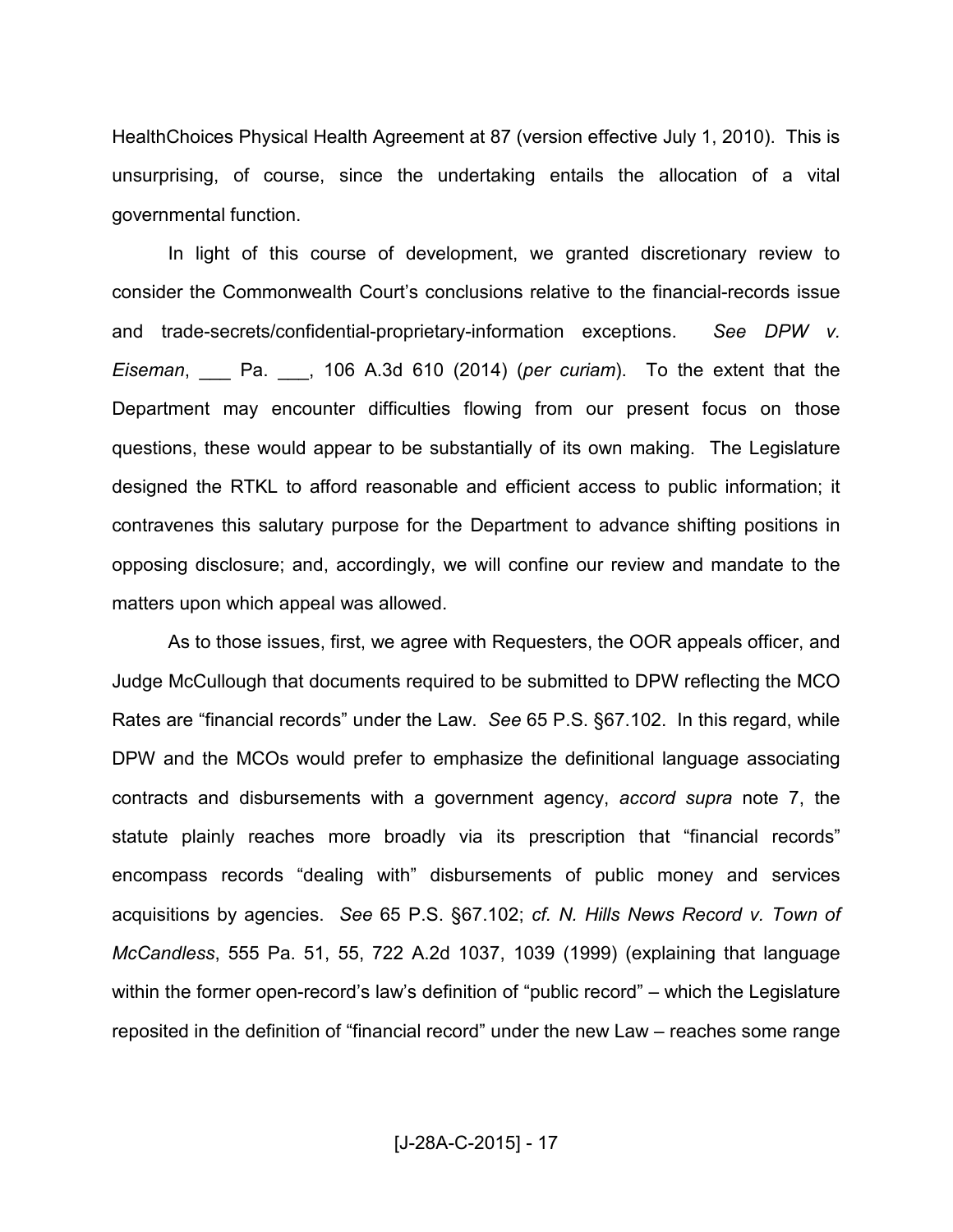HealthChoices Physical Health Agreement at 87 (version effective July 1, 2010). This is unsurprising, of course, since the undertaking entails the allocation of a vital governmental function.

In light of this course of development, we granted discretionary review to consider the Commonwealth Court's conclusions relative to the financial-records issue and trade-secrets/confidential-proprietary-information exceptions. *See DPW v. Eiseman*, ___ Pa. ___, 106 A.3d 610 (2014) (*per curiam*). To the extent that the Department may encounter difficulties flowing from our present focus on those questions, these would appear to be substantially of its own making. The Legislature designed the RTKL to afford reasonable and efficient access to public information; it contravenes this salutary purpose for the Department to advance shifting positions in opposing disclosure; and, accordingly, we will confine our review and mandate to the matters upon which appeal was allowed.

As to those issues, first, we agree with Requesters, the OOR appeals officer, and Judge McCullough that documents required to be submitted to DPW reflecting the MCO Rates are "financial records" under the Law. *See* 65 P.S. §67.102. In this regard, while DPW and the MCOs would prefer to emphasize the definitional language associating contracts and disbursements with a government agency, *accord supra* note 7, the statute plainly reaches more broadly via its prescription that "financial records" encompass records "dealing with" disbursements of public money and services acquisitions by agencies. *See* 65 P.S. §67.102; *cf. N. Hills News Record v. Town of McCandless*, 555 Pa. 51, 55, 722 A.2d 1037, 1039 (1999) (explaining that language within the former open-record's law's definition of "public record" – which the Legislature reposited in the definition of "financial record" under the new Law – reaches some range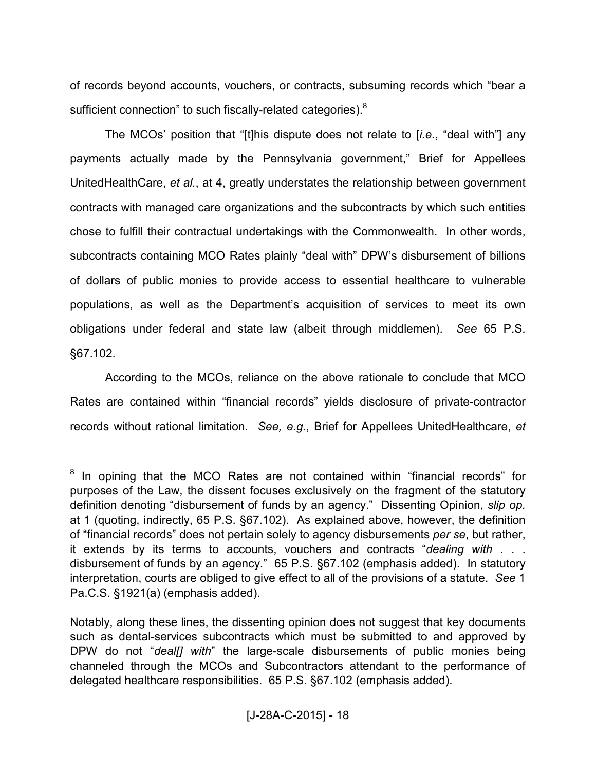of records beyond accounts, vouchers, or contracts, subsuming records which "bear a sufficient connection" to such fiscally-related categories).[8]

The MCOs' position that "[t]his dispute does not relate to [*i.e.*, "deal with"] any payments actually made by the Pennsylvania government," Brief for Appellees UnitedHealthCare, *et al.*, at 4, greatly understates the relationship between government contracts with managed care organizations and the subcontracts by which such entities chose to fulfill their contractual undertakings with the Commonwealth. In other words, subcontracts containing MCO Rates plainly "deal with" DPW's disbursement of billions of dollars of public monies to provide access to essential healthcare to vulnerable populations, as well as the Department's acquisition of services to meet its own obligations under federal and state law (albeit through middlemen). *See* 65 P.S. §67.102.

According to the MCOs, reliance on the above rationale to conclude that MCO Rates are contained within "financial records" yields disclosure of private-contractor records without rational limitation. *See, e.g.*, Brief for Appellees UnitedHealthcare, *et*

---

[8] In opining that the MCO Rates are not contained within "financial records" for purposes of the Law, the dissent focuses exclusively on the fragment of the statutory definition denoting "disbursement of funds by an agency." Dissenting Opinion, *slip op.* at 1 (quoting, indirectly, 65 P.S. §67.102). As explained above, however, the definition of "financial records" does not pertain solely to agency disbursements *per se*, but rather, it extends by its terms to accounts, vouchers and contracts "*dealing with* . . . disbursement of funds by an agency." 65 P.S. §67.102 (emphasis added). In statutory interpretation, courts are obliged to give effect to all of the provisions of a statute. *See* 1 Pa.C.S. §1921(a) (emphasis added).

Notably, along these lines, the dissenting opinion does not suggest that key documents such as dental-services subcontracts which must be submitted to and approved by DPW do not "*deal[] with*" the large-scale disbursements of public monies being channeled through the MCOs and Subcontractors attendant to the performance of delegated healthcare responsibilities. 65 P.S. §67.102 (emphasis added).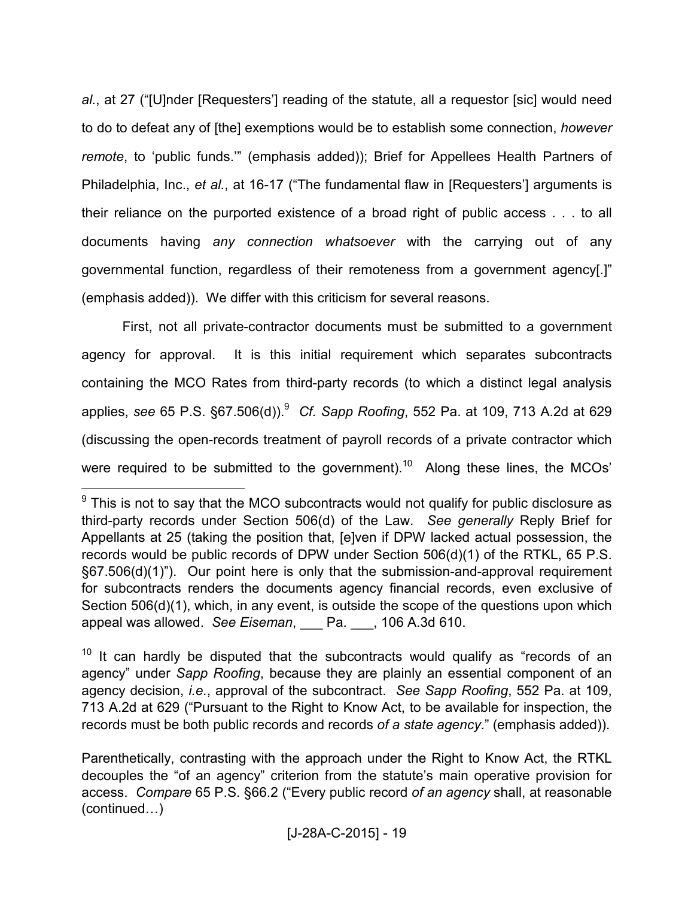*al.*, at 27 ("[U]nder [Requesters'] reading of the statute, all a requestor [sic] would need to do to defeat any of [the] exemptions would be to establish some connection, *however remote*, to 'public funds.'" (emphasis added)); Brief for Appellees Health Partners of Philadelphia, Inc., *et al.*, at 16-17 ("The fundamental flaw in [Requesters'] arguments is their reliance on the purported existence of a broad right of public access . . . to all documents having *any connection whatsoever* with the carrying out of any governmental function, regardless of their remoteness from a government agency[.]" (emphasis added)). We differ with this criticism for several reasons.

First, not all private-contractor documents must be submitted to a government agency for approval. It is this initial requirement which separates subcontracts containing the MCO Rates from third-party records (to which a distinct legal analysis applies, *see* 65 P.S. §67.506(d)).[9] *Cf. Sapp Roofing*, 552 Pa. at 109, 713 A.2d at 629 (discussing the open-records treatment of payroll records of a private contractor which were required to be submitted to the government).[10] Along these lines, the MCOs'

---

[9] This is not to say that the MCO subcontracts would not qualify for public disclosure as third-party records under Section 506(d) of the Law. *See generally* Reply Brief for Appellants at 25 (taking the position that, [e]ven if DPW lacked actual possession, the records would be public records of DPW under Section 506(d)(1) of the RTKL, 65 P.S. §67.506(d)(1)"). Our point here is only that the submission-and-approval requirement for subcontracts renders the documents agency financial records, even exclusive of Section 506(d)(1), which, in any event, is outside the scope of the questions upon which appeal was allowed. *See Eiseman*, ___ Pa. ___, 106 A.3d 610.

[10] It can hardly be disputed that the subcontracts would qualify as "records of an agency" under *Sapp Roofing*, because they are plainly an essential component of an agency decision, *i.e.*, approval of the subcontract. *See Sapp Roofing*, 552 Pa. at 109, 713 A.2d at 629 ("Pursuant to the Right to Know Act, to be available for inspection, the records must be both public records and records *of a state agency*." (emphasis added)).

Parenthetically, contrasting with the approach under the Right to Know Act, the RTKL decouples the "of an agency" criterion from the statute's main operative provision for access. *Compare* 65 P.S. §66.2 ("Every public record *of an agency* shall, at reasonable (continued…)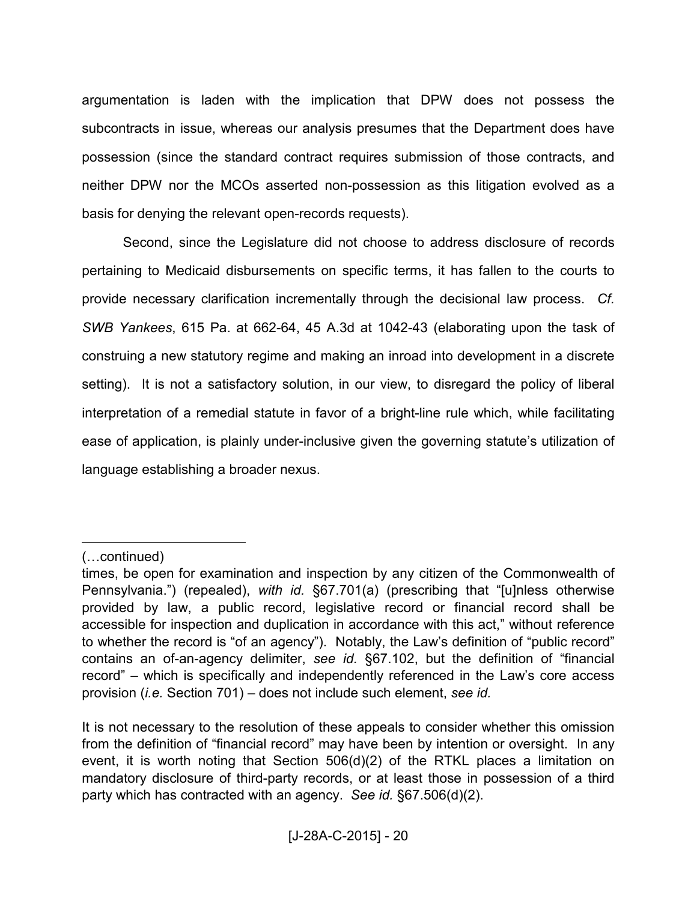argumentation is laden with the implication that DPW does not possess the subcontracts in issue, whereas our analysis presumes that the Department does have possession (since the standard contract requires submission of those contracts, and neither DPW nor the MCOs asserted non-possession as this litigation evolved as a basis for denying the relevant open-records requests).

Second, since the Legislature did not choose to address disclosure of records pertaining to Medicaid disbursements on specific terms, it has fallen to the courts to provide necessary clarification incrementally through the decisional law process. *Cf. SWB Yankees*, 615 Pa. at 662-64, 45 A.3d at 1042-43 (elaborating upon the task of construing a new statutory regime and making an inroad into development in a discrete setting). It is not a satisfactory solution, in our view, to disregard the policy of liberal interpretation of a remedial statute in favor of a bright-line rule which, while facilitating ease of application, is plainly under-inclusive given the governing statute's utilization of language establishing a broader nexus.

---

(…continued)

times, be open for examination and inspection by any citizen of the Commonwealth of Pennsylvania.") (repealed), *with id.* §67.701(a) (prescribing that "[u]nless otherwise provided by law, a public record, legislative record or financial record shall be accessible for inspection and duplication in accordance with this act," without reference to whether the record is "of an agency"). Notably, the Law's definition of "public record" contains an of-an-agency delimiter, *see id.* §67.102, but the definition of "financial record" – which is specifically and independently referenced in the Law's core access provision (*i.e.* Section 701) – does not include such element, *see id.*

It is not necessary to the resolution of these appeals to consider whether this omission from the definition of "financial record" may have been by intention or oversight. In any event, it is worth noting that Section 506(d)(2) of the RTKL places a limitation on mandatory disclosure of third-party records, or at least those in possession of a third party which has contracted with an agency. *See id.* §67.506(d)(2).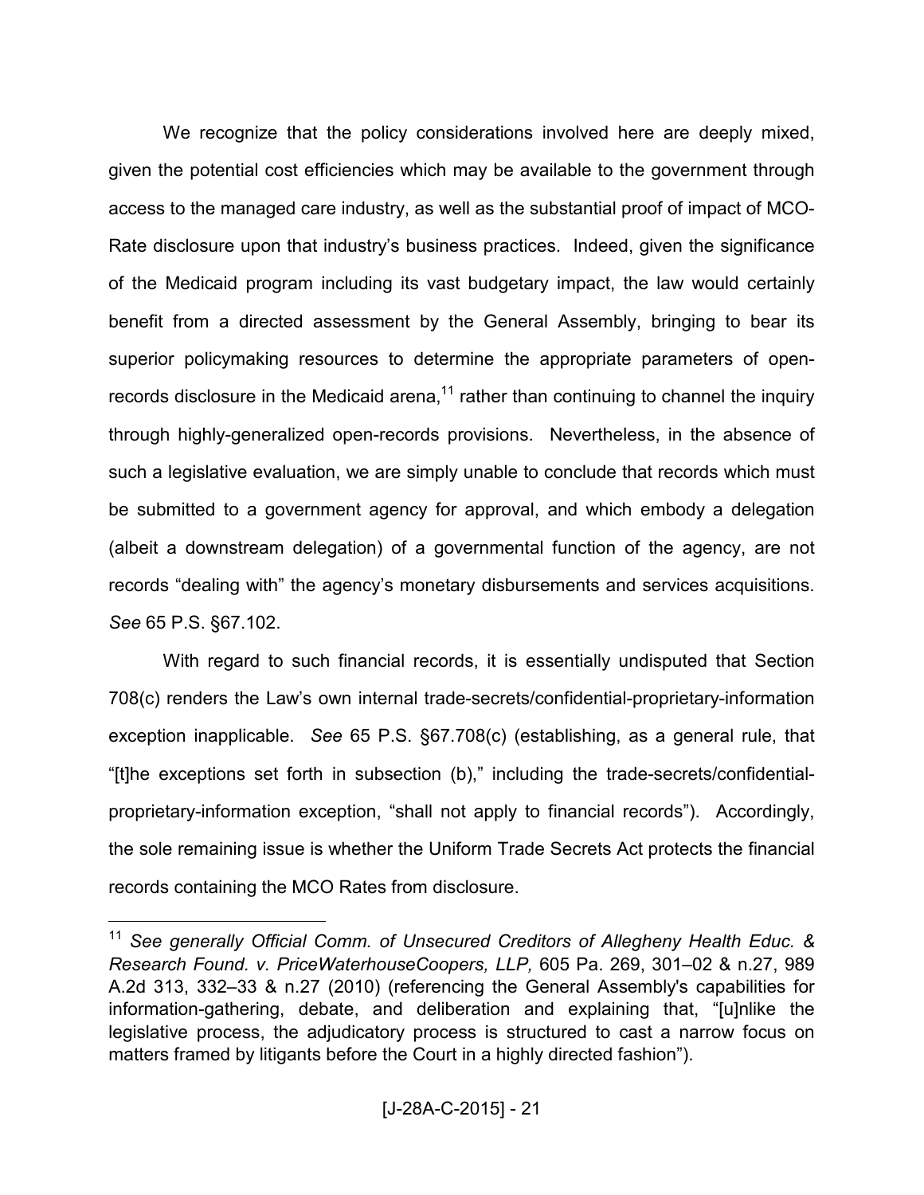We recognize that the policy considerations involved here are deeply mixed, given the potential cost efficiencies which may be available to the government through access to the managed care industry, as well as the substantial proof of impact of MCO-Rate disclosure upon that industry's business practices. Indeed, given the significance of the Medicaid program including its vast budgetary impact, the law would certainly benefit from a directed assessment by the General Assembly, bringing to bear its superior policymaking resources to determine the appropriate parameters of open-records disclosure in the Medicaid arena,[11] rather than continuing to channel the inquiry through highly-generalized open-records provisions. Nevertheless, in the absence of such a legislative evaluation, we are simply unable to conclude that records which must be submitted to a government agency for approval, and which embody a delegation (albeit a downstream delegation) of a governmental function of the agency, are not records "dealing with" the agency's monetary disbursements and services acquisitions. *See* 65 P.S. §67.102.

With regard to such financial records, it is essentially undisputed that Section 708(c) renders the Law's own internal trade-secrets/confidential-proprietary-information exception inapplicable. *See* 65 P.S. §67.708(c) (establishing, as a general rule, that "[t]he exceptions set forth in subsection (b)," including the trade-secrets/confidential-proprietary-information exception, "shall not apply to financial records"). Accordingly, the sole remaining issue is whether the Uniform Trade Secrets Act protects the financial records containing the MCO Rates from disclosure.

[11] *See generally Official Comm. of Unsecured Creditors of Allegheny Health Educ. & Research Found. v. PriceWaterhouseCoopers, LLP,* 605 Pa. 269, 301–02 & n.27, 989 A.2d 313, 332–33 & n.27 (2010) (referencing the General Assembly's capabilities for information-gathering, debate, and deliberation and explaining that, "[u]nlike the legislative process, the adjudicatory process is structured to cast a narrow focus on matters framed by litigants before the Court in a highly directed fashion").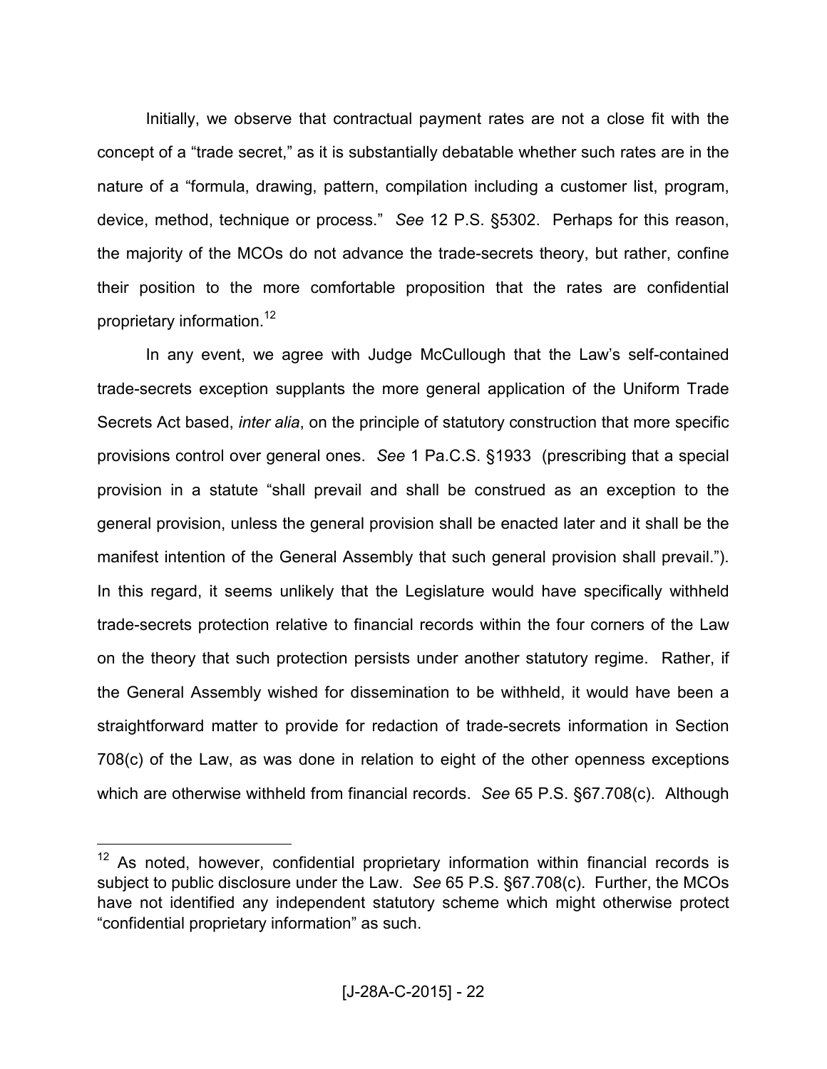Initially, we observe that contractual payment rates are not a close fit with the concept of a "trade secret," as it is substantially debatable whether such rates are in the nature of a "formula, drawing, pattern, compilation including a customer list, program, device, method, technique or process." *See* 12 P.S. §5302. Perhaps for this reason, the majority of the MCOs do not advance the trade-secrets theory, but rather, confine their position to the more comfortable proposition that the rates are confidential proprietary information.[12]

In any event, we agree with Judge McCullough that the Law's self-contained trade-secrets exception supplants the more general application of the Uniform Trade Secrets Act based, *inter alia*, on the principle of statutory construction that more specific provisions control over general ones. *See* 1 Pa.C.S. §1933 (prescribing that a special provision in a statute "shall prevail and shall be construed as an exception to the general provision, unless the general provision shall be enacted later and it shall be the manifest intention of the General Assembly that such general provision shall prevail."). In this regard, it seems unlikely that the Legislature would have specifically withheld trade-secrets protection relative to financial records within the four corners of the Law on the theory that such protection persists under another statutory regime. Rather, if the General Assembly wished for dissemination to be withheld, it would have been a straightforward matter to provide for redaction of trade-secrets information in Section 708(c) of the Law, as was done in relation to eight of the other openness exceptions which are otherwise withheld from financial records. *See* 65 P.S. §67.708(c). Although

---

[12] As noted, however, confidential proprietary information within financial records is subject to public disclosure under the Law. *See* 65 P.S. §67.708(c). Further, the MCOs have not identified any independent statutory scheme which might otherwise protect "confidential proprietary information" as such.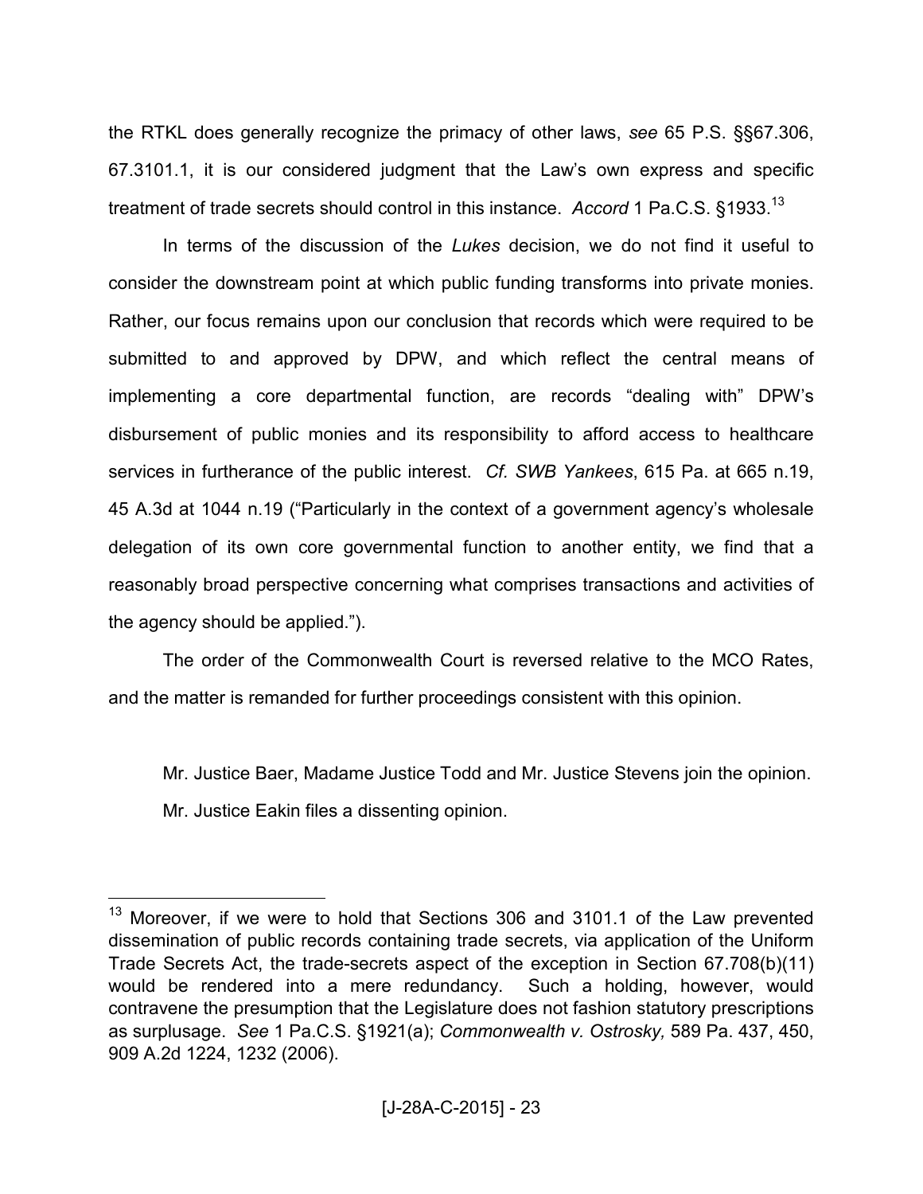the RTKL does generally recognize the primacy of other laws, *see* 65 P.S. §§67.306, 67.3101.1, it is our considered judgment that the Law's own express and specific treatment of trade secrets should control in this instance. *Accord* 1 Pa.C.S. §1933.[13]

In terms of the discussion of the *Lukes* decision, we do not find it useful to consider the downstream point at which public funding transforms into private monies. Rather, our focus remains upon our conclusion that records which were required to be submitted to and approved by DPW, and which reflect the central means of implementing a core departmental function, are records "dealing with" DPW's disbursement of public monies and its responsibility to afford access to healthcare services in furtherance of the public interest. *Cf. SWB Yankees*, 615 Pa. at 665 n.19, 45 A.3d at 1044 n.19 ("Particularly in the context of a government agency's wholesale delegation of its own core governmental function to another entity, we find that a reasonably broad perspective concerning what comprises transactions and activities of the agency should be applied.").

The order of the Commonwealth Court is reversed relative to the MCO Rates, and the matter is remanded for further proceedings consistent with this opinion.

Mr. Justice Baer, Madame Justice Todd and Mr. Justice Stevens join the opinion.

Mr. Justice Eakin files a dissenting opinion.

---

[13] Moreover, if we were to hold that Sections 306 and 3101.1 of the Law prevented dissemination of public records containing trade secrets, via application of the Uniform Trade Secrets Act, the trade-secrets aspect of the exception in Section 67.708(b)(11) would be rendered into a mere redundancy. Such a holding, however, would contravene the presumption that the Legislature does not fashion statutory prescriptions as surplusage. *See* 1 Pa.C.S. §1921(a); *Commonwealth v. Ostrosky,* 589 Pa. 437, 450, 909 A.2d 1224, 1232 (2006).